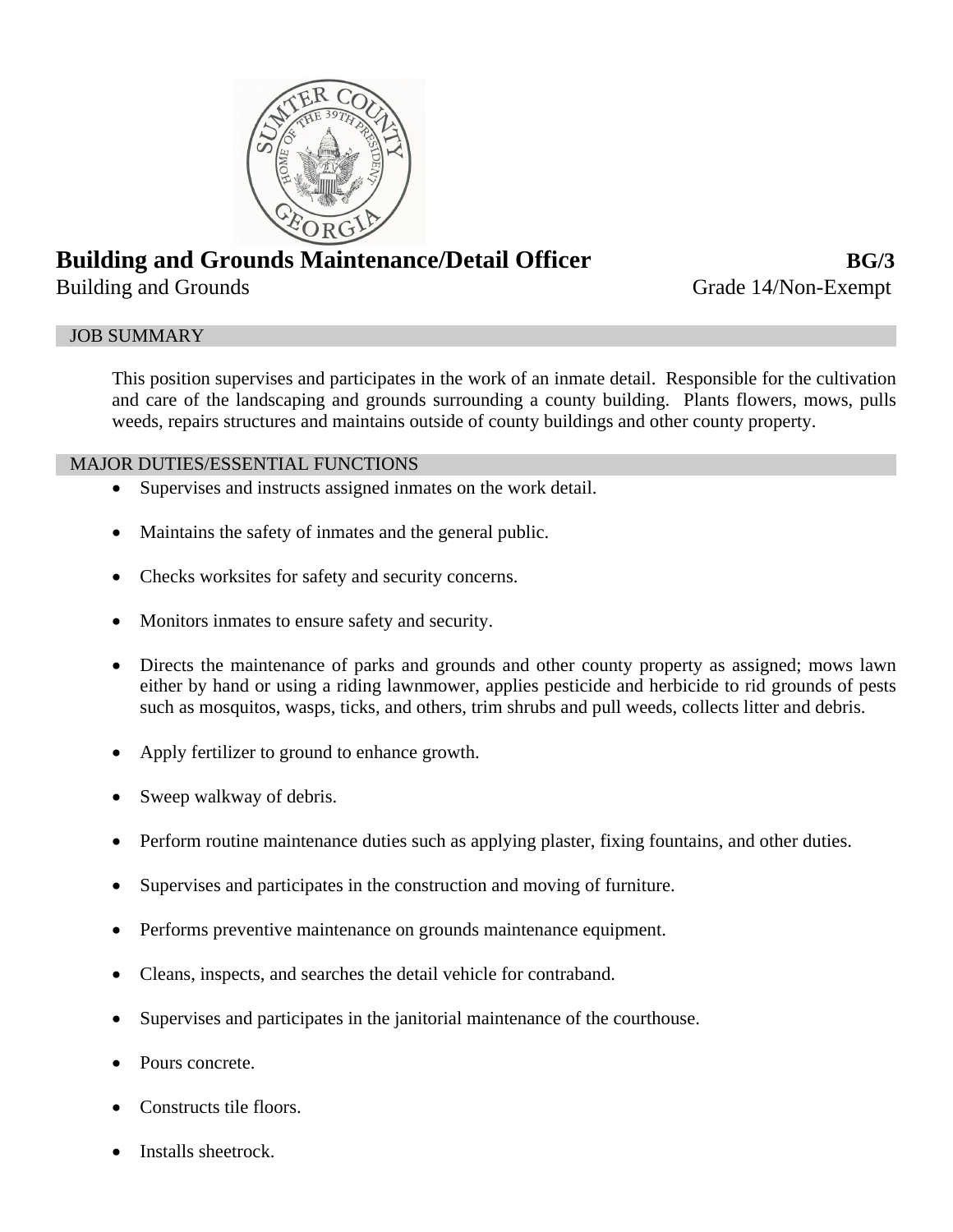# Building and Grounds Maintenance/Detail Officer **BG/3**

Building and Grounds Grade 14/Non-Exempt

## JOB SUMMARY

This position supervises and participates in the work of an inmate detail. Responsible for the cultivation and care of the landscaping and grounds surrounding a county building. Plants flowers, mows, pulls weeds, repairs structures and maintains outside of county buildings and other county property.

## MAJOR DUTIES/ESSENTIAL FUNCTIONS

- Supervises and instructs assigned inmates on the work detail.
- Maintains the safety of inmates and the general public.
- Checks worksites for safety and security concerns.
- Monitors inmates to ensure safety and security.
- Directs the maintenance of parks and grounds and other county property as assigned; mows lawn either by hand or using a riding lawnmower, applies pesticide and herbicide to rid grounds of pests such as mosquitos, wasps, ticks, and others, trim shrubs and pull weeds, collects litter and debris.
- Apply fertilizer to ground to enhance growth.
- Sweep walkway of debris.
- Perform routine maintenance duties such as applying plaster, fixing fountains, and other duties.
- Supervises and participates in the construction and moving of furniture.
- Performs preventive maintenance on grounds maintenance equipment.
- Cleans, inspects, and searches the detail vehicle for contraband.
- Supervises and participates in the janitorial maintenance of the courthouse.
- Pours concrete.
- Constructs tile floors.
- Installs sheetrock.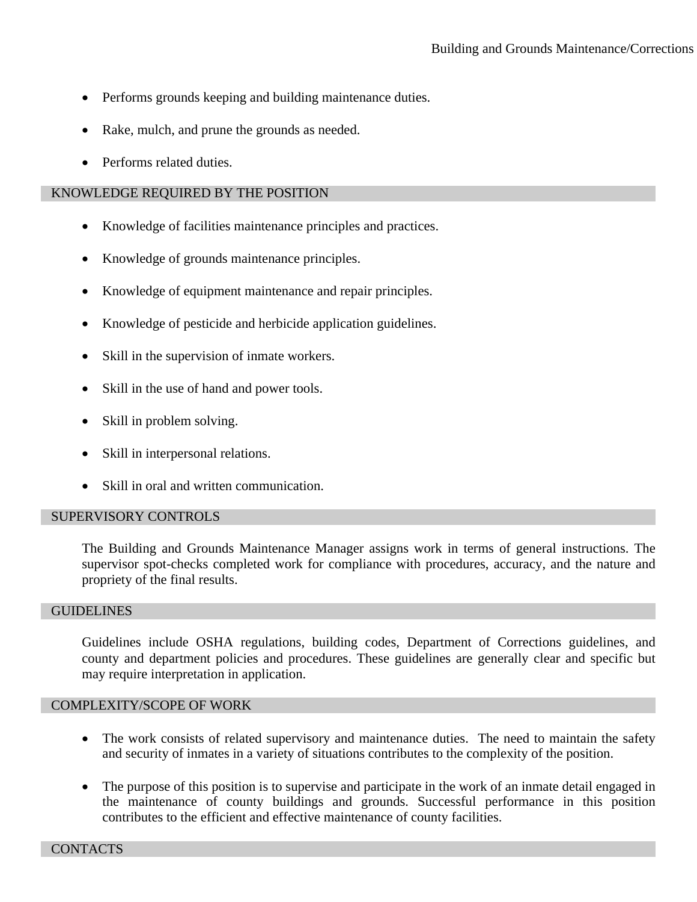- Performs grounds keeping and building maintenance duties.
- Rake, mulch, and prune the grounds as needed.
- Performs related duties.

## KNOWLEDGE REQUIRED BY THE POSITION

- Knowledge of facilities maintenance principles and practices.
- Knowledge of grounds maintenance principles.
- Knowledge of equipment maintenance and repair principles.
- Knowledge of pesticide and herbicide application guidelines.
- Skill in the supervision of inmate workers.
- Skill in the use of hand and power tools.
- Skill in problem solving.
- Skill in interpersonal relations.
- Skill in oral and written communication.

## SUPERVISORY CONTROLS

The Building and Grounds Maintenance Manager assigns work in terms of general instructions. The supervisor spot-checks completed work for compliance with procedures, accuracy, and the nature and propriety of the final results.

## GUIDELINES

Guidelines include OSHA regulations, building codes, Department of Corrections guidelines, and county and department policies and procedures. These guidelines are generally clear and specific but may require interpretation in application.

## COMPLEXITY/SCOPE OF WORK

- The work consists of related supervisory and maintenance duties. The need to maintain the safety and security of inmates in a variety of situations contributes to the complexity of the position.
- The purpose of this position is to supervise and participate in the work of an inmate detail engaged in the maintenance of county buildings and grounds. Successful performance in this position contributes to the efficient and effective maintenance of county facilities.

## CONTACTS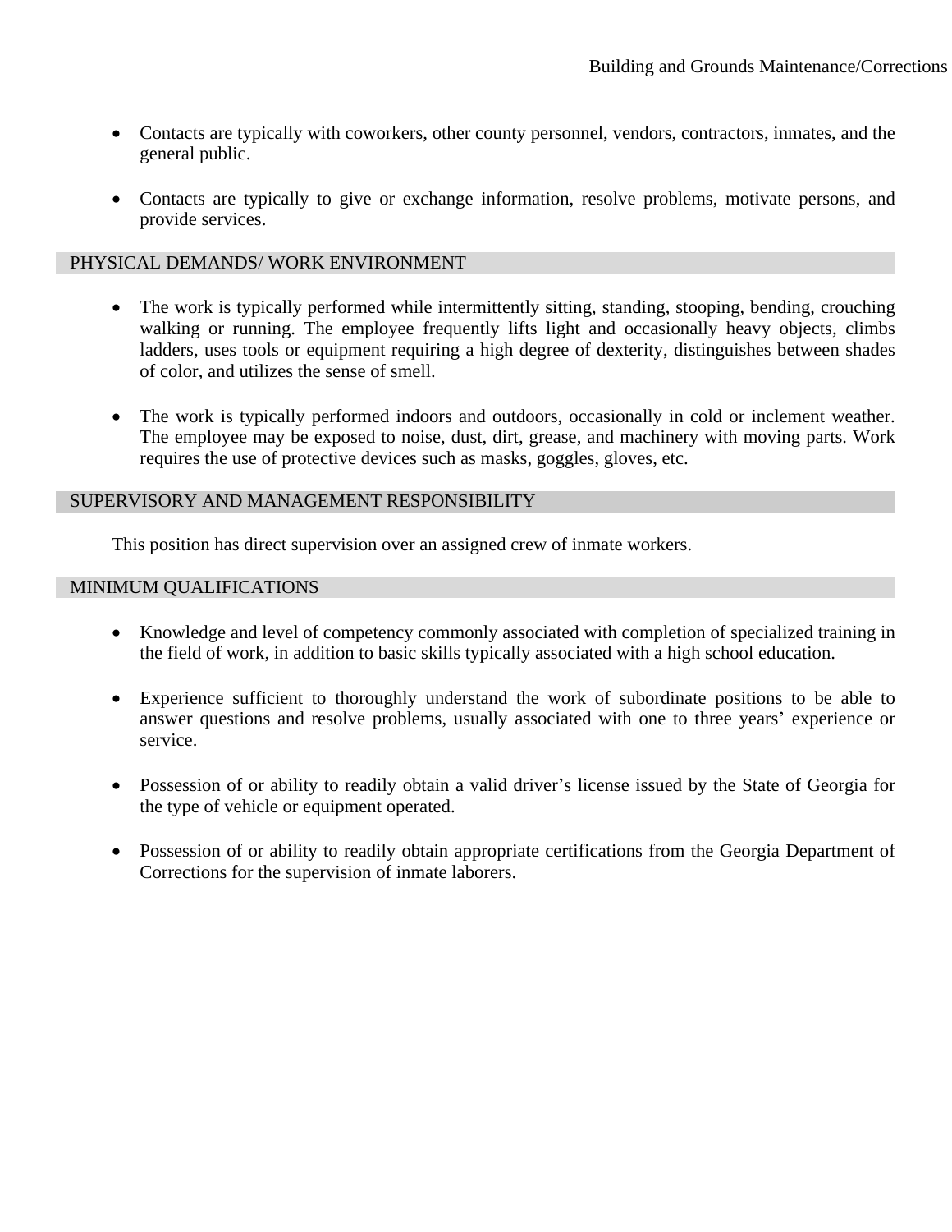- Contacts are typically with coworkers, other county personnel, vendors, contractors, inmates, and the general public.

- Contacts are typically to give or exchange information, resolve problems, motivate persons, and provide services.

## PHYSICAL DEMANDS/ WORK ENVIRONMENT

- The work is typically performed while intermittently sitting, standing, stooping, bending, crouching walking or running. The employee frequently lifts light and occasionally heavy objects, climbs ladders, uses tools or equipment requiring a high degree of dexterity, distinguishes between shades of color, and utilizes the sense of smell.

- The work is typically performed indoors and outdoors, occasionally in cold or inclement weather. The employee may be exposed to noise, dust, dirt, grease, and machinery with moving parts. Work requires the use of protective devices such as masks, goggles, gloves, etc.

## SUPERVISORY AND MANAGEMENT RESPONSIBILITY

This position has direct supervision over an assigned crew of inmate workers.

## MINIMUM QUALIFICATIONS

- Knowledge and level of competency commonly associated with completion of specialized training in the field of work, in addition to basic skills typically associated with a high school education.

- Experience sufficient to thoroughly understand the work of subordinate positions to be able to answer questions and resolve problems, usually associated with one to three years' experience or service.

- Possession of or ability to readily obtain a valid driver's license issued by the State of Georgia for the type of vehicle or equipment operated.

- Possession of or ability to readily obtain appropriate certifications from the Georgia Department of Corrections for the supervision of inmate laborers.